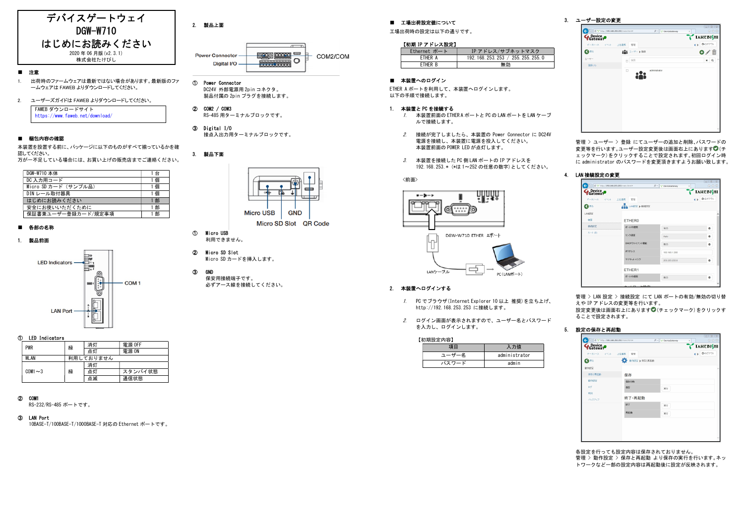# デバイスゲートウェイ
# DGW-W710
# はじめにお読みください

2020 年 06 月版(v2.3.1)
株式会社たけびし

## ■ 注意

1. 出荷時のファームウェアは最新ではない場合があります。最新版のファームウェアは FAWEB よりダウンロードしてください。

2. ユーザーズガイドは FAWEB よりダウンロードしてください。

FAWEB ダウンロードサイト
https://www.faweb.net/download/

## ■ 梱包内容の確認

本装置を設置する前に、パッケージに以下のものがすべて揃っているかを確認してください。
万が一不足している場合には、お買い上げの販売店までご連絡ください。

| | |
|---|---|
| DGW-W710 本体 | 1 台 |
| DC 入力用コード | 1 個 |
| Micro SD カード (サンプル品) | 1 個 |
| DIN レール取付器具 | 1 個 |
| はじめにお読みください | 1 部 |
| 安全にお使いいただくために | 1 部 |
| 保証書兼ユーザー登録カード/規定事項 | 1 部 |

## ■ 各部の名称

### 1. 製品前面

LED Indicators
COM 1
LAN Port

① LED Indicators

| | | | |
|---|---|---|---|
| PWR | 緑 | 消灯 | 電源 OFF |
| | | 点灯 | 電源 ON |
| WLAN | 利用しておりません | | |
| COM1～3 | 緑 | 消灯 | |
| | | 点灯 | スタンバイ状態 |
| | | 点滅 | 通信状態 |

② COM1
RS-232/RS-485 ポートです。

③ LAN Port
10BASE-T/100BASE-T/1000BASE-T 対応の Ethernet ポートです。

### 2. 製品上面

Power Connector
Digital I/O
COM2/COM

① Power Connector
DC24V 外部電源用 2pin コネクタ。
製品付属の 2pin プラグを接続します。

② COM2 / COM3
RS-485 用ターミナルブロックです。

③ Digital I/O
接点入出力用ターミナルブロックです。

### 3. 製品下面

Micro USB
GND
Micro SD Slot
QR Code

① Micro USB
利用できません。

② Micro SD Slot
Micro SD カードを挿入します。

③ GND
保安用接続端子です。
必ずアース線を接続してください。

## ■ 工場出荷設定値について

工場出荷時の設定は以下の通りです。

【初期 IP アドレス設定】

| Ethernet ポート | IP アドレス/サブネットマスク |
|---|---|
| ETHER A | 192.168.253.253 / 255.255.255.0 |
| ETHER B | 無効 |

## ■ 本装置へのログイン

ETHER A ポートを利用して、本装置へログインします。
以下の手順で接続します。

### 1. 本装置と PC を接続する

1. 本装置前面の ETHER A ポートと PC の LAN ポートを LAN ケーブルで接続します。

2. 接続が完了しましたら、本装置の Power Connector に DC24V 電源を接続し、本装置に電源を投入してください。
本装置前面の POWER LED が点灯します。

3. 本装置を接続した PC 側 LAN ポートの IP アドレスを 192.168.253.＊ (＊は 1～252 の任意の数字) としてください。

<前面>

DGW-W710 ETHER Aポート
LANケーブル
PC(LANポート)

### 2. 本装置へログインする

1. PC でブラウザ(Internet Explorer 10 以上 推奨)を立ち上げ、http://192.168.253.253 に接続します。

2. ログイン画面が表示されますので、ユーザー名とパスワードを入力し、ログインします。

【初期設定内容】

| 項目 | 入力値 |
|---|---|
| ユーザー名 | administrator |
| パスワード | admin |

### 3. ユーザー設定の変更

管理 > ユーザー > 登録 にてユーザーの追加と削除、パスワードの変更等を行います。ユーザー設定変更後は画面右上にあります(チェックマーク)をクリックすることで設定されます。初回ログイン時に administrator のパスワードを変更頂きますようお願い致します。

### 4. LAN 接続設定の変更

管理 > LAN 設定 > 接続設定 にて LAN ポートの有効/無効の切り替えや IP アドレスの変更等を行います。
設定変更後は画面右上にあります(チェックマーク)をクリックすることで設定されます。

### 5. 設定の保存と再起動

各設定を行っても設定内容は保存されておりません。
管理 > 動作設定 > 保存と再起動 より保存の実行を行います。ネットワークなど一部の設定内容は再起動後に設定が反映されます。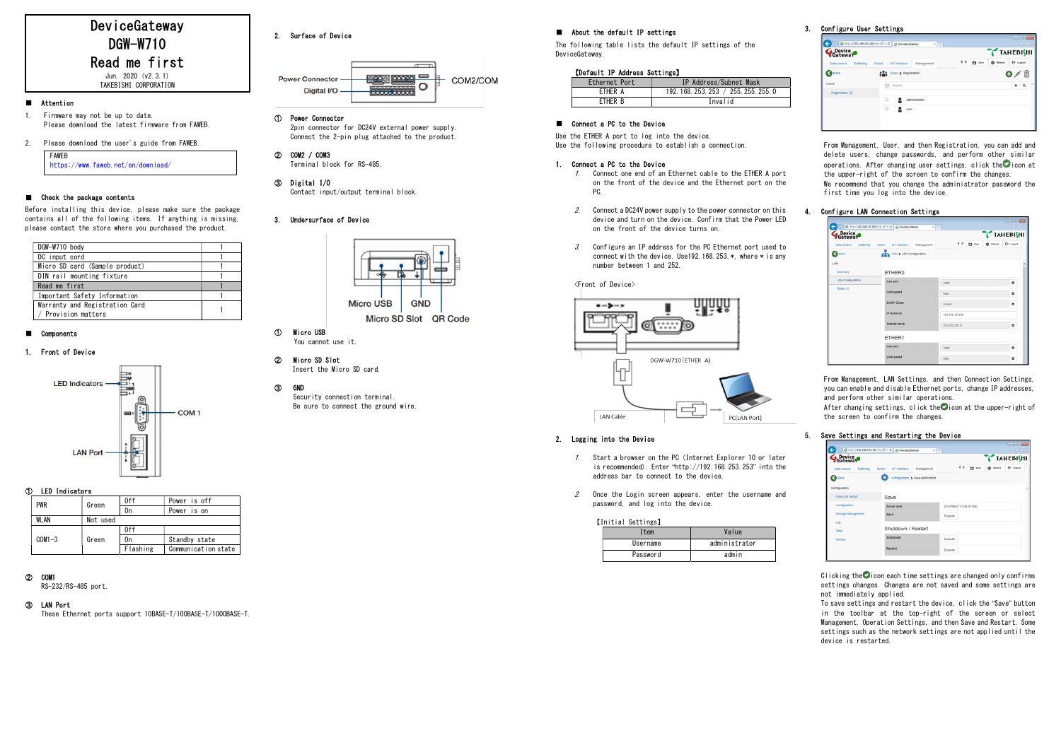# DeviceGateway
# DGW-W710
# Read me first

Jun. 2020 (v2.3.1)
TAKEBISHI CORPORATION

## ■ Attention

1. Firmware may not be up to date.
   Please download the latest firmware from FAWEB.

2. Please download the user's guide from FAWEB.

   FAWEB
   https://www.faweb.net/en/download/

## ■ Check the package contents

Before installing this device, please make sure the package contains all of the following items. If anything is missing, please contact the store where you purchased the product.

| | |
|---|---|
| DGW-W710 body | 1 |
| DC input cord | 1 |
| Micro SD card (Sample product) | 1 |
| DIN rail mounting fixture | 1 |
| Read me first | 1 |
| Important Safety Information | 1 |
| Warranty and Registration Card / Provision matters | 1 |

## ■ Components

### 1. Front of Device

LED Indicators
COM 1
LAN Port

① LED Indicators

| | | | |
|---|---|---|---|
| PWR | Green | Off | Power is off |
| | | On | Power is on |
| WLAN | Not used | | |
| COM1-3 | Green | Off | |
| | | On | Standby state |
| | | Flashing | Communication state |

② COM1
RS-232/RS-485 port.

③ LAN Port
These Ethernet ports support 10BASE-T/100BASE-T/1000BASE-T.

### 2. Surface of Device

Power Connector
Digital I/O
COM2/COM

① Power Connector
2pin connector for DC24V external power supply.
Connect the 2-pin plug attached to the product.

② COM2 / COM3
Terminal block for RS-485.

③ Digital I/O
Contact input/output terminal block.

### 3. Undersurface of Device

Micro USB
GND
Micro SD Slot
QR Code

① Micro USB
You cannot use it.

② Micro SD Slot
Insert the Micro SD card.

③ GND
Security connection terminal.
Be sure to connect the ground wire.

## ■ About the default IP settings

The following table lists the default IP settings of the DeviceGateway.

【Default IP Address Settings】

| Ethernet Port | IP Address/Subnet Mask |
|---|---|
| ETHER A | 192.168.253.253 / 255.255.255.0 |
| ETHER B | Invalid |

## ■ Connect a PC to the Device

Use the ETHER A port to log into the device.
Use the following procedure to establish a connection.

### 1. Connect a PC to the Device

1. Connect one end of an Ethernet cable to the ETHER A port on the front of the device and the Ethernet port on the PC.

2. Connect a DC24V power supply to the power connector on this device and turn on the device. Confirm that the Power LED on the front of the device turns on.

3. Configure an IP address for the PC Ethernet port used to connect with the device. Use192.168.253.*, where * is any number between 1 and 252.

<Front of Device>

DGW-W710(ETHER A)
LAN Cable
PC(LAN Port)

### 2. Logging into the Device

1. Start a browser on the PC (Internet Explorer 10 or later is recommended). Enter "http://192.168.253.253" into the address bar to connect to the device.

2. Once the Login screen appears, enter the username and password, and log into the device.

【Initial Settings】

| Item | Value |
|---|---|
| Username | administrator |
| Password | admin |

### 3. Configure User Settings

From Management, User, and then Registration, you can add and delete users, change passwords, and perform other similar operations. After changing user settings, click the icon at the upper-right of the screen to confirm the changes.
We recommend that you change the administrator password the first time you log into the device.

### 4. Configure LAN Connection Settings

From Management, LAN Settings, and then Connection Settings, you can enable and disable Ethernet ports, change IP addresses, and perform other similar operations.
After changing settings, click the icon at the upper-right of the screen to confirm the changes.

### 5. Save Settings and Restarting the Device

Clicking the icon each time settings are changed only confirms settings changes. Changes are not saved and some settings are not immediately applied.
To save settings and restart the device, click the "Save" button in the toolbar at the top-right of the screen or select Management, Operation Settings, and then Save and Restart. Some settings such as the network settings are not applied until the device is restarted.